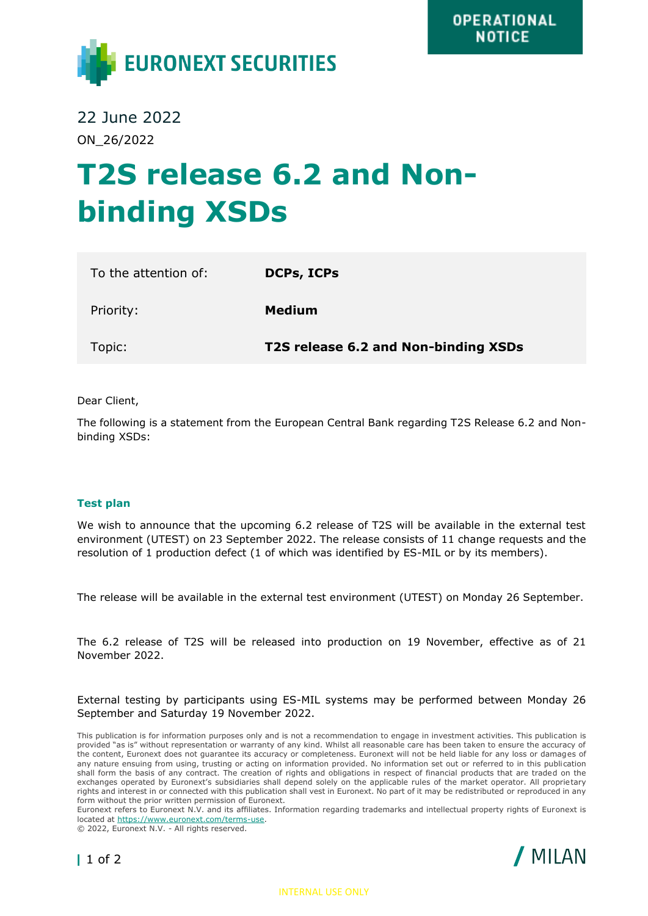OPERATIONAL NOTICE

EURONEXT SECURITIES

22 June 2022

ON_26/2022

# T2S release 6.2 and Non-binding XSDs

| To the attention of: | **DCPs, ICPs** |
|---|---|
| Priority: | **Medium** |
| Topic: | **T2S release 6.2 and Non-binding XSDs** |

Dear Client,

The following is a statement from the European Central Bank regarding T2S Release 6.2 and Non-binding XSDs:

### Test plan

We wish to announce that the upcoming 6.2 release of T2S will be available in the external test environment (UTEST) on 23 September 2022. The release consists of 11 change requests and the resolution of 1 production defect (1 of which was identified by ES-MIL or by its members).

The release will be available in the external test environment (UTEST) on Monday 26 September.

The 6.2 release of T2S will be released into production on 19 November, effective as of 21 November 2022.

External testing by participants using ES-MIL systems may be performed between Monday 26 September and Saturday 19 November 2022.

This publication is for information purposes only and is not a recommendation to engage in investment activities. This publication is provided "as is" without representation or warranty of any kind. Whilst all reasonable care has been taken to ensure the accuracy of the content, Euronext does not guarantee its accuracy or completeness. Euronext will not be held liable for any loss or damages of any nature ensuing from using, trusting or acting on information provided. No information set out or referred to in this publication shall form the basis of any contract. The creation of rights and obligations in respect of financial products that are traded on the exchanges operated by Euronext's subsidiaries shall depend solely on the applicable rules of the market operator. All proprietary rights and interest in or connected with this publication shall vest in Euronext. No part of it may be redistributed or reproduced in any form without the prior written permission of Euronext.
Euronext refers to Euronext N.V. and its affiliates. Information regarding trademarks and intellectual property rights of Euronext is located at https://www.euronext.com/terms-use.
© 2022, Euronext N.V. - All rights reserved.

/ MILAN

INTERNAL USE ONLY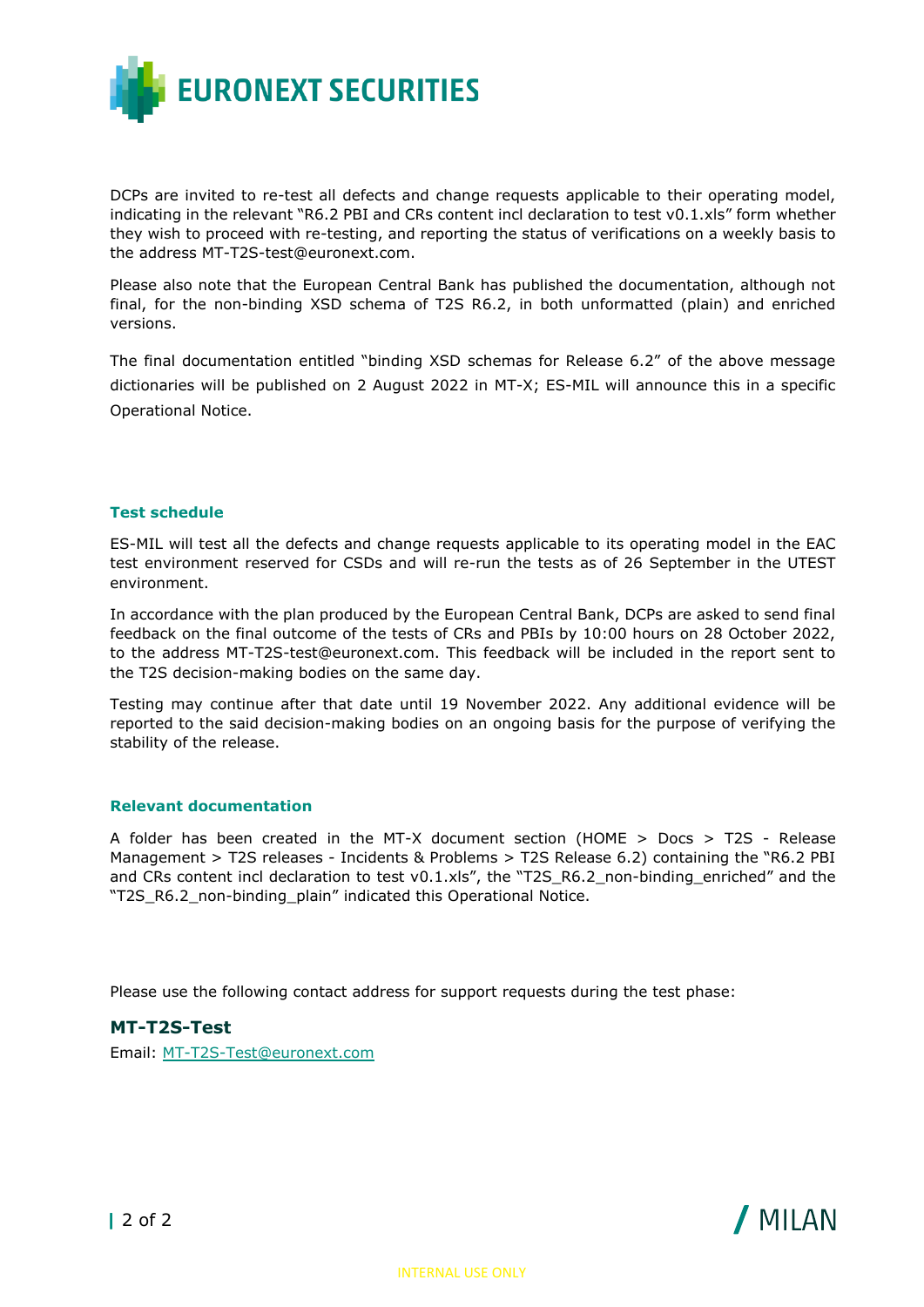DCPs are invited to re-test all defects and change requests applicable to their operating model, indicating in the relevant "R6.2 PBI and CRs content incl declaration to test v0.1.xls" form whether they wish to proceed with re-testing, and reporting the status of verifications on a weekly basis to the address MT-T2S-test@euronext.com.

Please also note that the European Central Bank has published the documentation, although not final, for the non-binding XSD schema of T2S R6.2, in both unformatted (plain) and enriched versions.

The final documentation entitled "binding XSD schemas for Release 6.2" of the above message dictionaries will be published on 2 August 2022 in MT-X; ES-MIL will announce this in a specific Operational Notice.

## Test schedule

ES-MIL will test all the defects and change requests applicable to its operating model in the EAC test environment reserved for CSDs and will re-run the tests as of 26 September in the UTEST environment.

In accordance with the plan produced by the European Central Bank, DCPs are asked to send final feedback on the final outcome of the tests of CRs and PBIs by 10:00 hours on 28 October 2022, to the address MT-T2S-test@euronext.com. This feedback will be included in the report sent to the T2S decision-making bodies on the same day.

Testing may continue after that date until 19 November 2022. Any additional evidence will be reported to the said decision-making bodies on an ongoing basis for the purpose of verifying the stability of the release.

## Relevant documentation

A folder has been created in the MT-X document section (HOME > Docs > T2S - Release Management > T2S releases - Incidents & Problems > T2S Release 6.2) containing the "R6.2 PBI and CRs content incl declaration to test v0.1.xls", the "T2S_R6.2_non-binding_enriched" and the "T2S_R6.2_non-binding_plain" indicated this Operational Notice.

Please use the following contact address for support requests during the test phase:

**MT-T2S-Test**

Email: MT-T2S-Test@euronext.com